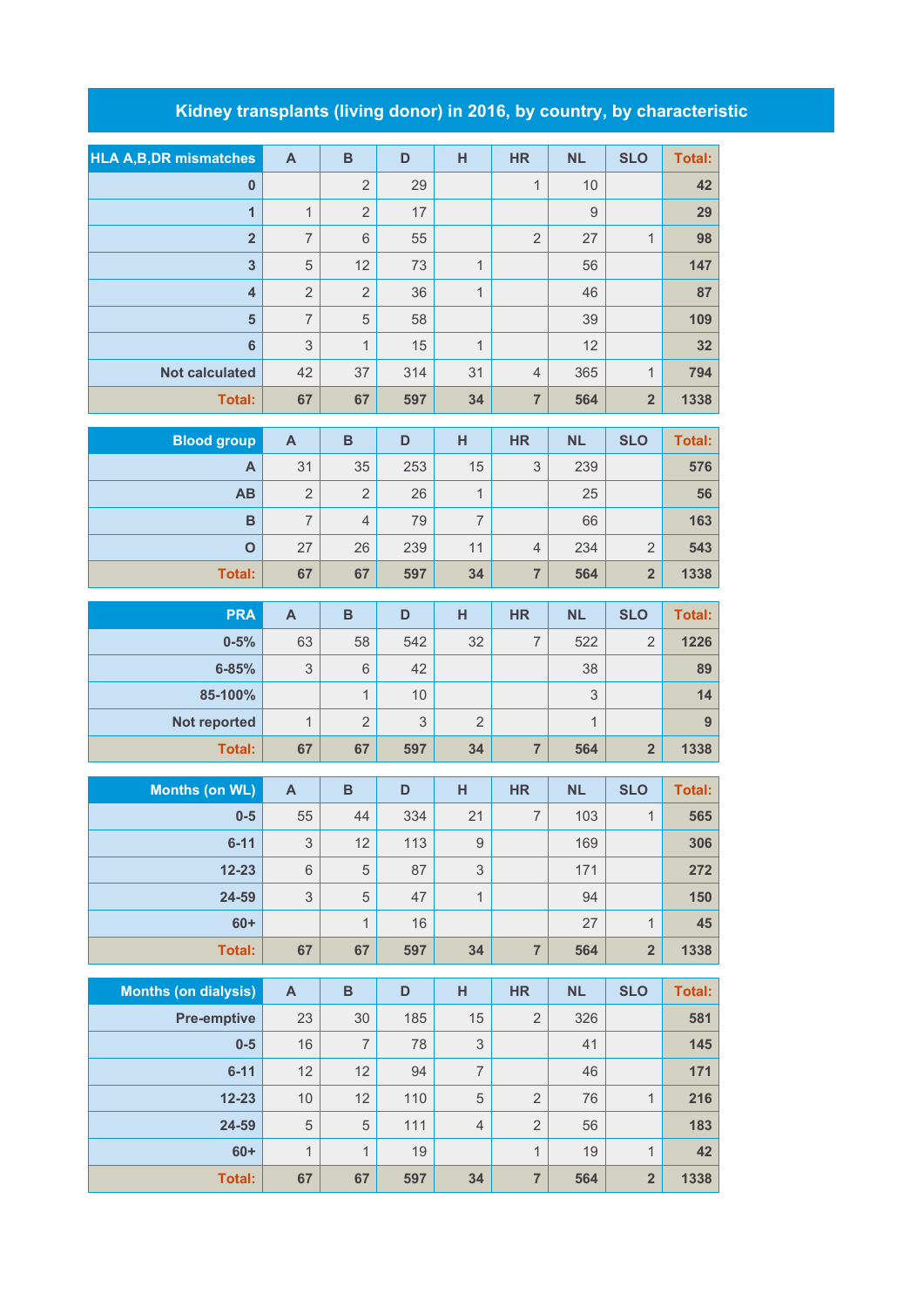# Kidney transplants (living donor) in 2016, by country, by characteristic

| HLA A,B,DR mismatches | A | B | D | H | HR | NL | SLO | Total: |
|---|---|---|---|---|---|---|---|---|
| 0 | | 2 | 29 | | 1 | 10 | | 42 |
| 1 | 1 | 2 | 17 | | | 9 | | 29 |
| 2 | 7 | 6 | 55 | | 2 | 27 | 1 | 98 |
| 3 | 5 | 12 | 73 | 1 | | 56 | | 147 |
| 4 | 2 | 2 | 36 | 1 | | 46 | | 87 |
| 5 | 7 | 5 | 58 | | | 39 | | 109 |
| 6 | 3 | 1 | 15 | 1 | | 12 | | 32 |
| Not calculated | 42 | 37 | 314 | 31 | 4 | 365 | 1 | 794 |
| Total: | 67 | 67 | 597 | 34 | 7 | 564 | 2 | 1338 |

| Blood group | A | B | D | H | HR | NL | SLO | Total: |
|---|---|---|---|---|---|---|---|---|
| A | 31 | 35 | 253 | 15 | 3 | 239 | | 576 |
| AB | 2 | 2 | 26 | 1 | | 25 | | 56 |
| B | 7 | 4 | 79 | 7 | | 66 | | 163 |
| O | 27 | 26 | 239 | 11 | 4 | 234 | 2 | 543 |
| Total: | 67 | 67 | 597 | 34 | 7 | 564 | 2 | 1338 |

| PRA | A | B | D | H | HR | NL | SLO | Total: |
|---|---|---|---|---|---|---|---|---|
| 0-5% | 63 | 58 | 542 | 32 | 7 | 522 | 2 | 1226 |
| 6-85% | 3 | 6 | 42 | | | 38 | | 89 |
| 85-100% | | 1 | 10 | | | 3 | | 14 |
| Not reported | 1 | 2 | 3 | 2 | | 1 | | 9 |
| Total: | 67 | 67 | 597 | 34 | 7 | 564 | 2 | 1338 |

| Months (on WL) | A | B | D | H | HR | NL | SLO | Total: |
|---|---|---|---|---|---|---|---|---|
| 0-5 | 55 | 44 | 334 | 21 | 7 | 103 | 1 | 565 |
| 6-11 | 3 | 12 | 113 | 9 | | 169 | | 306 |
| 12-23 | 6 | 5 | 87 | 3 | | 171 | | 272 |
| 24-59 | 3 | 5 | 47 | 1 | | 94 | | 150 |
| 60+ | | 1 | 16 | | | 27 | 1 | 45 |
| Total: | 67 | 67 | 597 | 34 | 7 | 564 | 2 | 1338 |

| Months (on dialysis) | A | B | D | H | HR | NL | SLO | Total: |
|---|---|---|---|---|---|---|---|---|
| Pre-emptive | 23 | 30 | 185 | 15 | 2 | 326 | | 581 |
| 0-5 | 16 | 7 | 78 | 3 | | 41 | | 145 |
| 6-11 | 12 | 12 | 94 | 7 | | 46 | | 171 |
| 12-23 | 10 | 12 | 110 | 5 | 2 | 76 | 1 | 216 |
| 24-59 | 5 | 5 | 111 | 4 | 2 | 56 | | 183 |
| 60+ | 1 | 1 | 19 | | 1 | 19 | 1 | 42 |
| Total: | 67 | 67 | 597 | 34 | 7 | 564 | 2 | 1338 |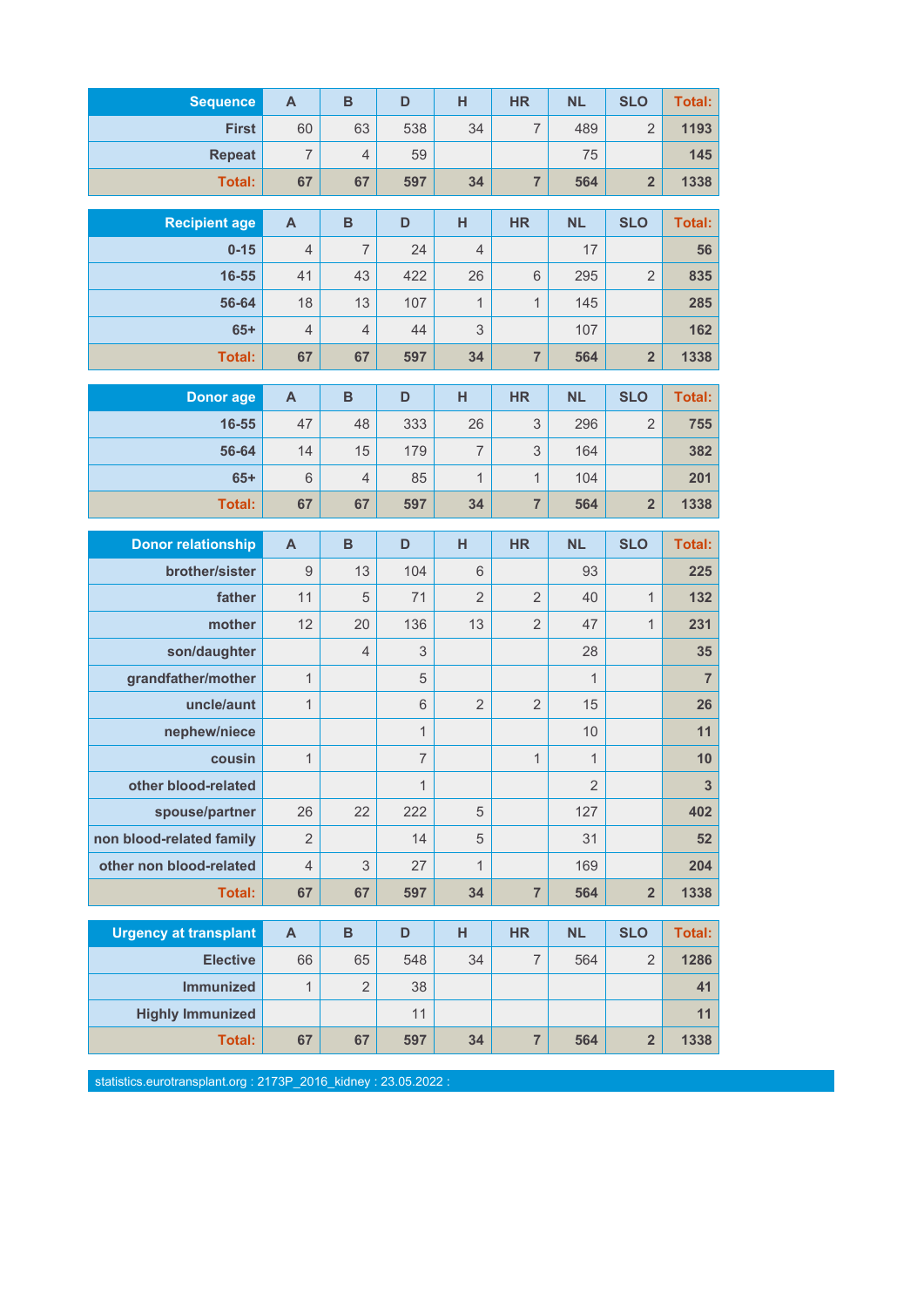| Sequence | A | B | D | H | HR | NL | SLO | Total: |
|---|---|---|---|---|---|---|---|---|
| First | 60 | 63 | 538 | 34 | 7 | 489 | 2 | 1193 |
| Repeat | 7 | 4 | 59 | | | 75 | | 145 |
| Total: | 67 | 67 | 597 | 34 | 7 | 564 | 2 | 1338 |

| Recipient age | A | B | D | H | HR | NL | SLO | Total: |
|---|---|---|---|---|---|---|---|---|
| 0-15 | 4 | 7 | 24 | 4 | | 17 | | 56 |
| 16-55 | 41 | 43 | 422 | 26 | 6 | 295 | 2 | 835 |
| 56-64 | 18 | 13 | 107 | 1 | 1 | 145 | | 285 |
| 65+ | 4 | 4 | 44 | 3 | | 107 | | 162 |
| Total: | 67 | 67 | 597 | 34 | 7 | 564 | 2 | 1338 |

| Donor age | A | B | D | H | HR | NL | SLO | Total: |
|---|---|---|---|---|---|---|---|---|
| 16-55 | 47 | 48 | 333 | 26 | 3 | 296 | 2 | 755 |
| 56-64 | 14 | 15 | 179 | 7 | 3 | 164 | | 382 |
| 65+ | 6 | 4 | 85 | 1 | 1 | 104 | | 201 |
| Total: | 67 | 67 | 597 | 34 | 7 | 564 | 2 | 1338 |

| Donor relationship | A | B | D | H | HR | NL | SLO | Total: |
|---|---|---|---|---|---|---|---|---|
| brother/sister | 9 | 13 | 104 | 6 | | 93 | | 225 |
| father | 11 | 5 | 71 | 2 | 2 | 40 | 1 | 132 |
| mother | 12 | 20 | 136 | 13 | 2 | 47 | 1 | 231 |
| son/daughter | | 4 | 3 | | | 28 | | 35 |
| grandfather/mother | 1 | | 5 | | | 1 | | 7 |
| uncle/aunt | 1 | | 6 | 2 | 2 | 15 | | 26 |
| nephew/niece | | | 1 | | | 10 | | 11 |
| cousin | 1 | | 7 | | 1 | 1 | | 10 |
| other blood-related | | | 1 | | | 2 | | 3 |
| spouse/partner | 26 | 22 | 222 | 5 | | 127 | | 402 |
| non blood-related family | 2 | | 14 | 5 | | 31 | | 52 |
| other non blood-related | 4 | 3 | 27 | 1 | | 169 | | 204 |
| Total: | 67 | 67 | 597 | 34 | 7 | 564 | 2 | 1338 |

| Urgency at transplant | A | B | D | H | HR | NL | SLO | Total: |
|---|---|---|---|---|---|---|---|---|
| Elective | 66 | 65 | 548 | 34 | 7 | 564 | 2 | 1286 |
| Immunized | 1 | 2 | 38 | | | | | 41 |
| Highly Immunized | | | 11 | | | | | 11 |
| Total: | 67 | 67 | 597 | 34 | 7 | 564 | 2 | 1338 |

statistics.eurotransplant.org : 2173P_2016_kidney : 23.05.2022 :